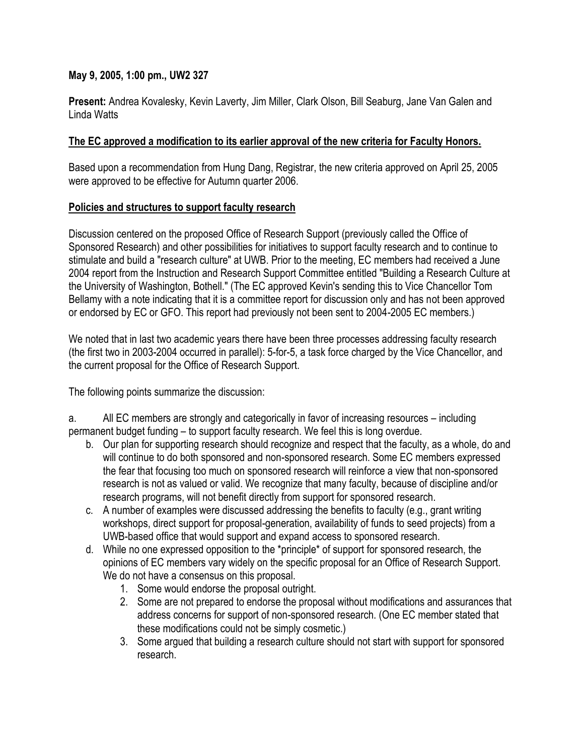**May 9, 2005, 1:00 pm., UW2 327**

**Present:** Andrea Kovalesky, Kevin Laverty, Jim Miller, Clark Olson, Bill Seaburg, Jane Van Galen and Linda Watts

**<u>The EC approved a modification to its earlier approval of the new criteria for Faculty Honors.</u>**

Based upon a recommendation from Hung Dang, Registrar, the new criteria approved on April 25, 2005 were approved to be effective for Autumn quarter 2006.

**<u>Policies and structures to support faculty research</u>**

Discussion centered on the proposed Office of Research Support (previously called the Office of Sponsored Research) and other possibilities for initiatives to support faculty research and to continue to stimulate and build a "research culture" at UWB. Prior to the meeting, EC members had received a June 2004 report from the Instruction and Research Support Committee entitled "Building a Research Culture at the University of Washington, Bothell." (The EC approved Kevin's sending this to Vice Chancellor Tom Bellamy with a note indicating that it is a committee report for discussion only and has not been approved or endorsed by EC or GFO. This report had previously not been sent to 2004-2005 EC members.)

We noted that in last two academic years there have been three processes addressing faculty research (the first two in 2003-2004 occurred in parallel): 5-for-5, a task force charged by the Vice Chancellor, and the current proposal for the Office of Research Support.

The following points summarize the discussion:

a. All EC members are strongly and categorically in favor of increasing resources – including permanent budget funding – to support faculty research. We feel this is long overdue.

b. Our plan for supporting research should recognize and respect that the faculty, as a whole, do and will continue to do both sponsored and non-sponsored research. Some EC members expressed the fear that focusing too much on sponsored research will reinforce a view that non-sponsored research is not as valued or valid. We recognize that many faculty, because of discipline and/or research programs, will not benefit directly from support for sponsored research.

c. A number of examples were discussed addressing the benefits to faculty (e.g., grant writing workshops, direct support for proposal-generation, availability of funds to seed projects) from a UWB-based office that would support and expand access to sponsored research.

d. While no one expressed opposition to the *principle* of support for sponsored research, the opinions of EC members vary widely on the specific proposal for an Office of Research Support. We do not have a consensus on this proposal.
   1. Some would endorse the proposal outright.
   2. Some are not prepared to endorse the proposal without modifications and assurances that address concerns for support of non-sponsored research. (One EC member stated that these modifications could not be simply cosmetic.)
   3. Some argued that building a research culture should not start with support for sponsored research.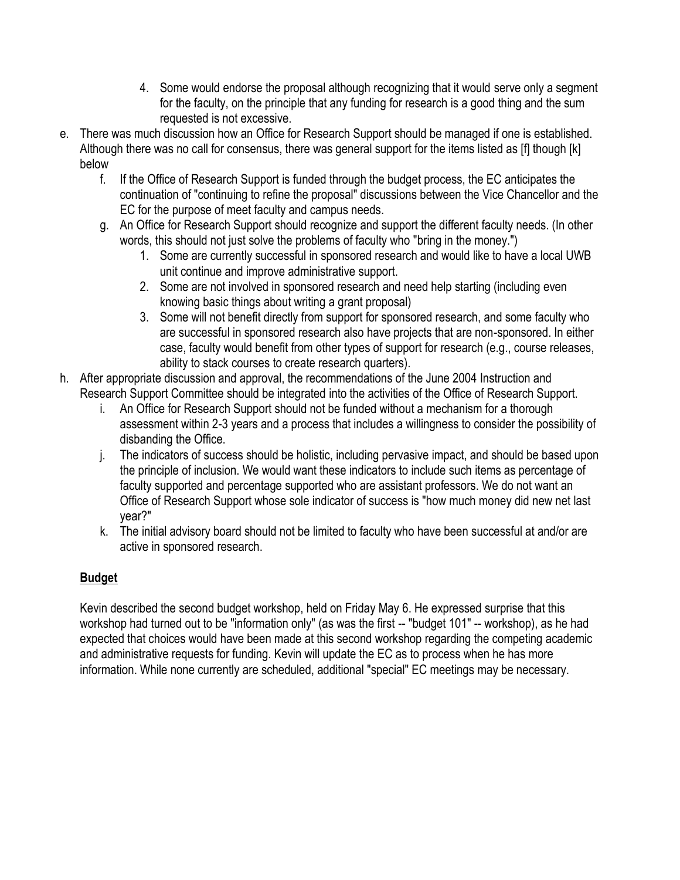4. Some would endorse the proposal although recognizing that it would serve only a segment for the faculty, on the principle that any funding for research is a good thing and the sum requested is not excessive.

e. There was much discussion how an Office for Research Support should be managed if one is established. Although there was no call for consensus, there was general support for the items listed as [f] though [k] below

   f. If the Office of Research Support is funded through the budget process, the EC anticipates the continuation of "continuing to refine the proposal" discussions between the Vice Chancellor and the EC for the purpose of meet faculty and campus needs.

   g. An Office for Research Support should recognize and support the different faculty needs. (In other words, this should not just solve the problems of faculty who "bring in the money.")
      1. Some are currently successful in sponsored research and would like to have a local UWB unit continue and improve administrative support.
      2. Some are not involved in sponsored research and need help starting (including even knowing basic things about writing a grant proposal)
      3. Some will not benefit directly from support for sponsored research, and some faculty who are successful in sponsored research also have projects that are non-sponsored. In either case, faculty would benefit from other types of support for research (e.g., course releases, ability to stack courses to create research quarters).

h. After appropriate discussion and approval, the recommendations of the June 2004 Instruction and Research Support Committee should be integrated into the activities of the Office of Research Support.

   i. An Office for Research Support should not be funded without a mechanism for a thorough assessment within 2-3 years and a process that includes a willingness to consider the possibility of disbanding the Office.

   j. The indicators of success should be holistic, including pervasive impact, and should be based upon the principle of inclusion. We would want these indicators to include such items as percentage of faculty supported and percentage supported who are assistant professors. We do not want an Office of Research Support whose sole indicator of success is "how much money did new net last year?"

   k. The initial advisory board should not be limited to faculty who have been successful at and/or are active in sponsored research.

## Budget

Kevin described the second budget workshop, held on Friday May 6. He expressed surprise that this workshop had turned out to be "information only" (as was the first -- "budget 101" -- workshop), as he had expected that choices would have been made at this second workshop regarding the competing academic and administrative requests for funding. Kevin will update the EC as to process when he has more information. While none currently are scheduled, additional "special" EC meetings may be necessary.